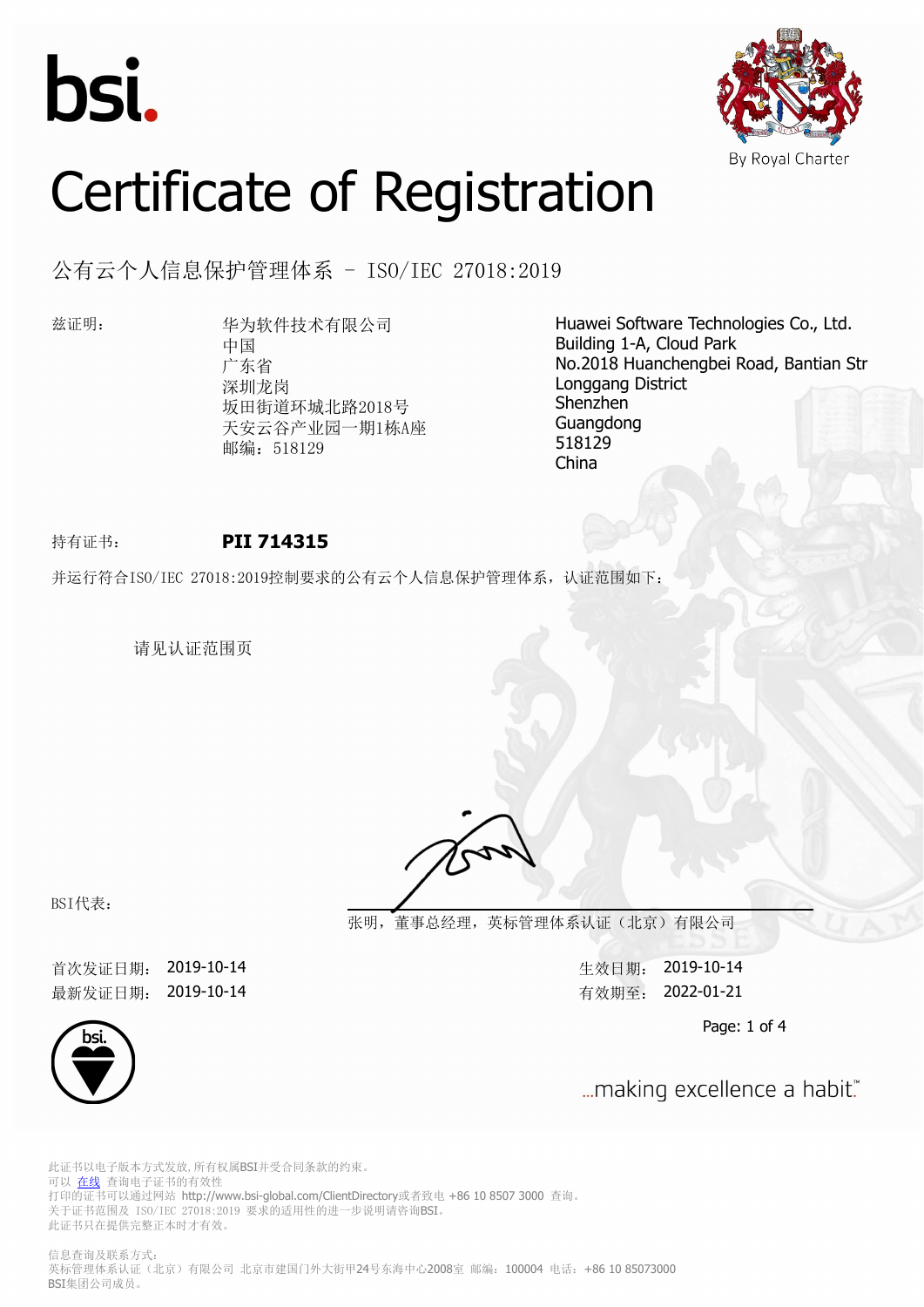bsi.

By Royal Charter

# Certificate of Registration

## 公有云个人信息保护管理体系 - ISO/IEC 27018:2019

兹证明：

华为软件技术有限公司
中国
广东省
深圳龙岗
坂田街道环城北路2018号
天安云谷产业园一期1栋A座
邮编：518129

Huawei Software Technologies Co., Ltd.
Building 1-A, Cloud Park
No.2018 Huanchengbei Road, Bantian Str
Longgang District
Shenzhen
Guangdong
518129
China

持有证书： **PII 714315**

并运行符合ISO/IEC 27018:2019控制要求的公有云个人信息保护管理体系，认证范围如下：

请见认证范围页

BSI代表：

张明，董事总经理，英标管理体系认证（北京）有限公司

首次发证日期： 2019-10-14
最新发证日期： 2019-10-14

生效日期： 2019-10-14
有效期至： 2022-01-21

...making excellence a habit.™

此证书以电子版本方式发放，所有权属BSI并受合同条款的约束。
可以 在线 查询电子证书的有效性
打印的证书可以通过网站 http://www.bsi-global.com/ClientDirectory或者致电 +86 10 8507 3000 查询。
关于证书范围及 ISO/IEC 27018:2019 要求的适用性的进一步说明请咨询BSI。
此证书只在提供完整正本时才有效。

信息查询及联系方式：
英标管理体系认证（北京）有限公司 北京市建国门外大街甲24号东海中心2008室 邮编：100004 电话：+86 10 85073000
BSI集团公司成员。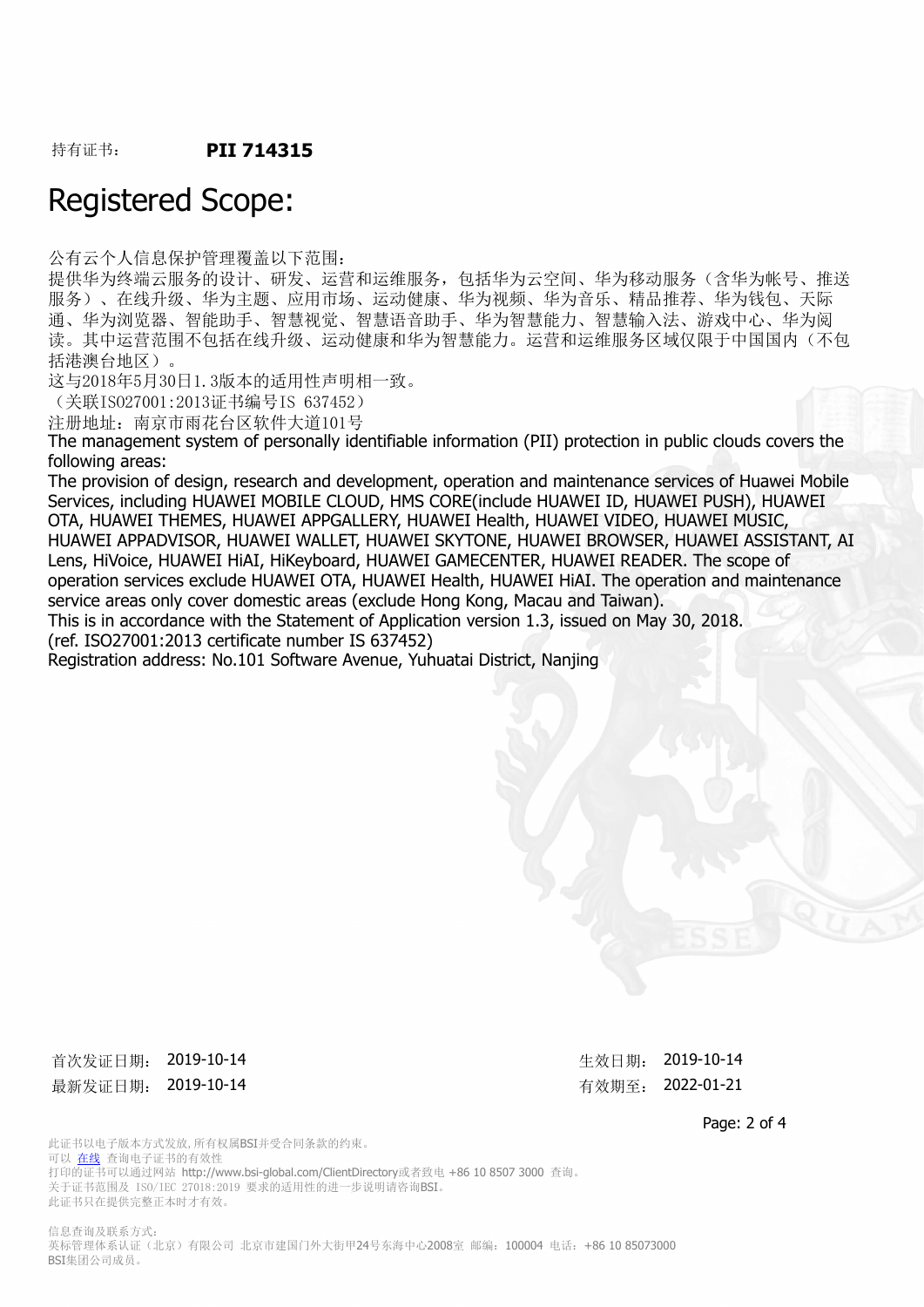持有证书： **PII 714315**

# Registered Scope:

公有云个人信息保护管理覆盖以下范围：
提供华为终端云服务的设计、研发、运营和运维服务，包括华为云空间、华为移动服务（含华为帐号、推送服务）、在线升级、华为主题、应用市场、运动健康、华为视频、华为音乐、精品推荐、华为钱包、天际通、华为浏览器、智能助手、智慧视觉、智慧语音助手、华为智慧能力、智慧输入法、游戏中心、华为阅读。其中运营范围不包括在线升级、运动健康和华为智慧能力。运营和运维服务区域仅限于中国国内（不包括港澳台地区）。
这与2018年5月30日1.3版本的适用性声明相一致。
（关联ISO27001:2013证书编号IS 637452）
注册地址：南京市雨花台区软件大道101号
The management system of personally identifiable information (PII) protection in public clouds covers the following areas:
The provision of design, research and development, operation and maintenance services of Huawei Mobile Services, including HUAWEI MOBILE CLOUD, HMS CORE(include HUAWEI ID, HUAWEI PUSH), HUAWEI OTA, HUAWEI THEMES, HUAWEI APPGALLERY, HUAWEI Health, HUAWEI VIDEO, HUAWEI MUSIC, HUAWEI APPADVISOR, HUAWEI WALLET, HUAWEI SKYTONE, HUAWEI BROWSER, HUAWEI ASSISTANT, AI Lens, HiVoice, HUAWEI HiAI, HiKeyboard, HUAWEI GAMECENTER, HUAWEI READER. The scope of operation services exclude HUAWEI OTA, HUAWEI Health, HUAWEI HiAI. The operation and maintenance service areas only cover domestic areas (exclude Hong Kong, Macau and Taiwan).
This is in accordance with the Statement of Application version 1.3, issued on May 30, 2018.
(ref. ISO27001:2013 certificate number IS 637452)
Registration address: No.101 Software Avenue, Yuhuatai District, Nanjing

首次发证日期： 2019-10-14
最新发证日期： 2019-10-14

生效日期： 2019-10-14
有效期至： 2022-01-21

此证书以电子版本方式发放，所有权属BSI并受合同条款的约束。
可以 在线 查询电子证书的有效性
打印的证书可以通过网站 http://www.bsi-global.com/ClientDirectory或者致电 +86 10 8507 3000 查询。
关于证书范围及 ISO/IEC 27018:2019 要求的适用性的进一步说明请咨询BSI。
此证书只在提供完整正本时才有效。

信息查询及联系方式：
英标管理体系认证（北京）有限公司 北京市建国门外大街甲24号东海中心2008室 邮编：100004 电话：+86 10 85073000
BSI集团公司成员。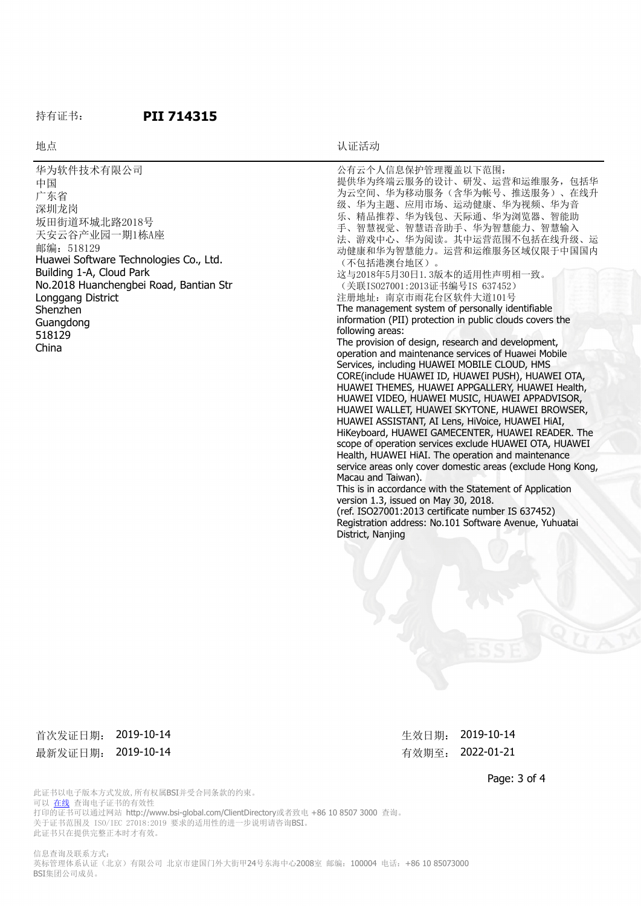持有证书： **PII 714315**

| 地点 | 认证活动 |
| --- | --- |
| 华为软件技术有限公司<br>中国<br>广东省<br>深圳龙岗<br>坂田街道环城北路2018号<br>天安云谷产业园一期1栋A座<br>邮编：518129<br>Huawei Software Technologies Co., Ltd.<br>Building 1-A, Cloud Park<br>No.2018 Huanchengbei Road, Bantian Str<br>Longgang District<br>Shenzhen<br>Guangdong<br>518129<br>China | 公有云个人信息保护管理覆盖以下范围：<br>提供华为终端云服务的设计、研发、运营和运维服务，包括华为云空间、华为移动服务（含华为帐号、推送服务）、在线升级、华为主题、应用市场、运动健康、华为视频、华为音乐、精品推荐、华为钱包、天际通、华为浏览器、智能助手、智慧视觉、智慧语音助手、华为智慧能力、智慧输入法、游戏中心、华为阅读。其中运营范围不包括在线升级、运动健康和华为智慧能力。运营和运维服务区域仅限于中国国内（不包括港澳台地区）。<br>这与2018年5月30日1.3版本的适用性声明相一致。<br>（关联IS027001:2013证书编号IS 637452）<br>注册地址：南京市雨花台区软件大道101号<br>The management system of personally identifiable information (PII) protection in public clouds covers the following areas:<br>The provision of design, research and development, operation and maintenance services of Huawei Mobile Services, including HUAWEI MOBILE CLOUD, HMS CORE(include HUAWEI ID, HUAWEI PUSH), HUAWEI OTA, HUAWEI THEMES, HUAWEI APPGALLERY, HUAWEI Health, HUAWEI VIDEO, HUAWEI MUSIC, HUAWEI APPADVISOR, HUAWEI WALLET, HUAWEI SKYTONE, HUAWEI BROWSER, HUAWEI ASSISTANT, AI Lens, HiVoice, HUAWEI HiAI, HiKeyboard, HUAWEI GAMECENTER, HUAWEI READER. The scope of operation services exclude HUAWEI OTA, HUAWEI Health, HUAWEI HiAI. The operation and maintenance service areas only cover domestic areas (exclude Hong Kong, Macau and Taiwan).<br>This is in accordance with the Statement of Application version 1.3, issued on May 30, 2018.<br>(ref. ISO27001:2013 certificate number IS 637452)<br>Registration address: No.101 Software Avenue, Yuhuatai District, Nanjing |

首次发证日期： 2019-10-14　　生效日期： 2019-10-14

最新发证日期： 2019-10-14　　有效期至： 2022-01-21

此证书以电子版本方式发放，所有权属BSI并受合同条款的约束。
可以 在线 查询电子证书的有效性
打印的证书可以通过网站 http://www.bsi-global.com/ClientDirectory或者致电 +86 10 8507 3000 查询。
关于证书范围及 ISO/IEC 27018:2019 要求的适用性的进一步说明请咨询BSI。
此证书只在提供完整正本时才有效。

信息查询及联系方式：
英标管理体系认证（北京）有限公司 北京市建国门外大街甲24号东海中心2008室 邮编：100004 电话：+86 10 85073000
BSI集团公司成员。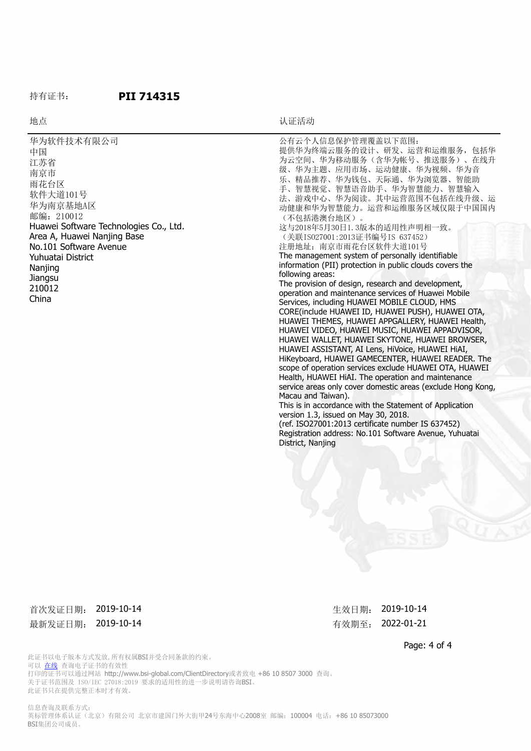持有证书： **PII 714315**

| 地点 | 认证活动 |
| --- | --- |
| 华为软件技术有限公司<br>中国<br>江苏省<br>南京市<br>雨花台区<br>软件大道101号<br>华为南京基地A区<br>邮编：210012<br>Huawei Software Technologies Co., Ltd.<br>Area A, Huawei Nanjing Base<br>No.101 Software Avenue<br>Yuhuatai District<br>Nanjing<br>Jiangsu<br>210012<br>China | 公有云个人信息保护管理覆盖以下范围：<br>提供华为终端云服务的设计、研发、运营和运维服务，包括华为云空间、华为移动服务（含华为帐号、推送服务）、在线升级、华为主题、应用市场、运动健康、华为视频、华为音乐、精品推荐、华为钱包、天际通、华为浏览器、智能助手、智慧视觉、智慧语音助手、华为智慧能力、智慧输入法、游戏中心、华为阅读。其中运营范围不包括在线升级、运动健康和华为智慧能力。运营和运维服务区域仅限于中国国内（不包括港澳台地区）。<br>这与2018年5月30日1.3版本的适用性声明相一致。<br>（关联IS027001:2013证书编号IS 637452）<br>注册地址：南京市雨花台区软件大道101号<br>The management system of personally identifiable information (PII) protection in public clouds covers the following areas:<br>The provision of design, research and development, operation and maintenance services of Huawei Mobile Services, including HUAWEI MOBILE CLOUD, HMS CORE(include HUAWEI ID, HUAWEI PUSH), HUAWEI OTA, HUAWEI THEMES, HUAWEI APPGALLERY, HUAWEI Health, HUAWEI VIDEO, HUAWEI MUSIC, HUAWEI APPADVISOR, HUAWEI WALLET, HUAWEI SKYTONE, HUAWEI BROWSER, HUAWEI ASSISTANT, AI Lens, HiVoice, HUAWEI HiAI, HiKeyboard, HUAWEI GAMECENTER, HUAWEI READER. The scope of operation services exclude HUAWEI OTA, HUAWEI Health, HUAWEI HiAI. The operation and maintenance service areas only cover domestic areas (exclude Hong Kong, Macau and Taiwan).<br>This is in accordance with the Statement of Application version 1.3, issued on May 30, 2018.<br>(ref. ISO27001:2013 certificate number IS 637452)<br>Registration address: No.101 Software Avenue, Yuhuatai District, Nanjing |

首次发证日期： 2019-10-14　　生效日期： 2019-10-14

最新发证日期： 2019-10-14　　有效期至： 2022-01-21

此证书以电子版本方式发放，所有权属BSI并受合同条款的约束。
可以 在线 查询电子证书的有效性
打印的证书可以通过网站 http://www.bsi-global.com/ClientDirectory或者致电 +86 10 8507 3000 查询。
关于证书范围及 ISO/IEC 27018:2019 要求的适用性的进一步说明请咨询BSI。
此证书只在提供完整正本时才有效。

信息查询及联系方式：
英标管理体系认证（北京）有限公司 北京市建国门外大街甲24号东海中心2008室 邮编：100004 电话：+86 10 85073000
BSI集团公司成员。